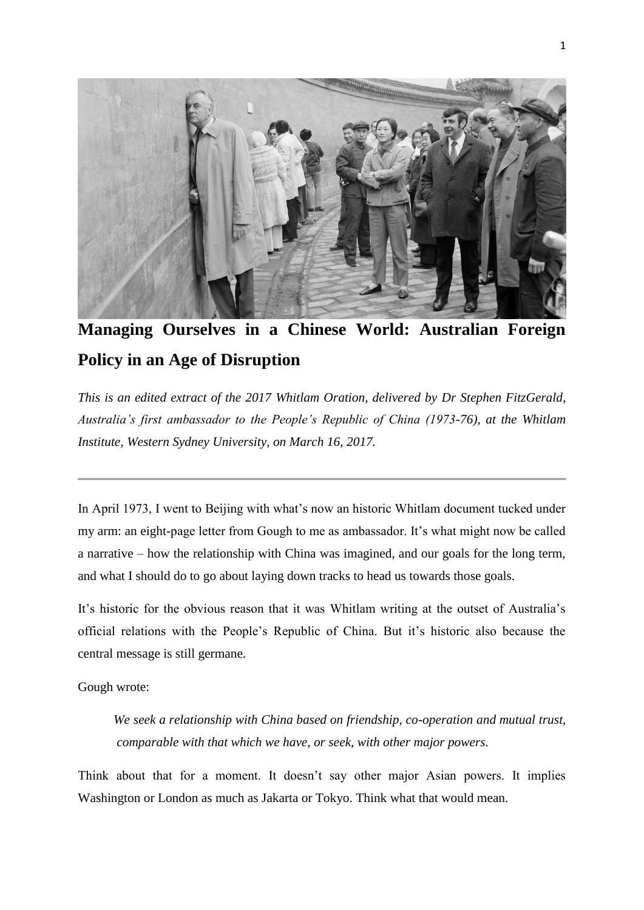# Managing Ourselves in a Chinese World: Australian Foreign Policy in an Age of Disruption

***This is an edited extract of the 2017 Whitlam Oration, delivered by Dr Stephen FitzGerald, Australia's first ambassador to the People's Republic of China (1973-76), at the Whitlam Institute, Western Sydney University, on March 16, 2017.***

---

In April 1973, I went to Beijing with what's now an historic Whitlam document tucked under my arm: an eight-page letter from Gough to me as ambassador. It's what might now be called a narrative – how the relationship with China was imagined, and our goals for the long term, and what I should do to go about laying down tracks to head us towards those goals.

It's historic for the obvious reason that it was Whitlam writing at the outset of Australia's official relations with the People's Republic of China. But it's historic also because the central message is still germane.

Gough wrote:

> *We seek a relationship with China based on friendship, co-operation and mutual trust, comparable with that which we have, or seek, with other major powers.*

Think about that for a moment. It doesn't say other major Asian powers. It implies Washington or London as much as Jakarta or Tokyo. Think what that would mean.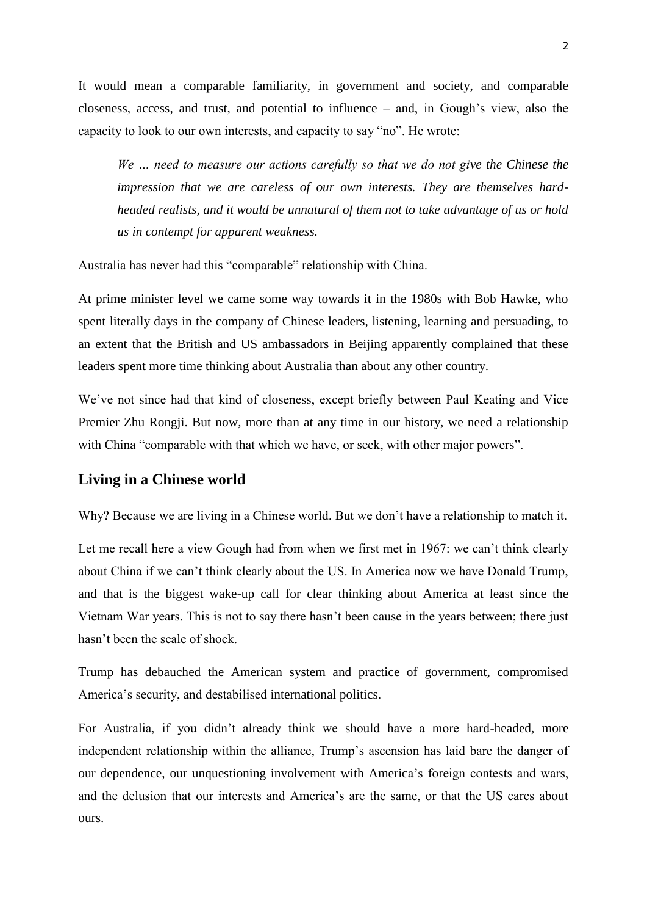It would mean a comparable familiarity, in government and society, and comparable closeness, access, and trust, and potential to influence – and, in Gough's view, also the capacity to look to our own interests, and capacity to say "no". He wrote:

> *We … need to measure our actions carefully so that we do not give the Chinese the impression that we are careless of our own interests. They are themselves hard-headed realists, and it would be unnatural of them not to take advantage of us or hold us in contempt for apparent weakness.*

Australia has never had this "comparable" relationship with China.

At prime minister level we came some way towards it in the 1980s with Bob Hawke, who spent literally days in the company of Chinese leaders, listening, learning and persuading, to an extent that the British and US ambassadors in Beijing apparently complained that these leaders spent more time thinking about Australia than about any other country.

We've not since had that kind of closeness, except briefly between Paul Keating and Vice Premier Zhu Rongji. But now, more than at any time in our history, we need a relationship with China "comparable with that which we have, or seek, with other major powers".

## Living in a Chinese world

Why? Because we are living in a Chinese world. But we don't have a relationship to match it.

Let me recall here a view Gough had from when we first met in 1967: we can't think clearly about China if we can't think clearly about the US. In America now we have Donald Trump, and that is the biggest wake-up call for clear thinking about America at least since the Vietnam War years. This is not to say there hasn't been cause in the years between; there just hasn't been the scale of shock.

Trump has debauched the American system and practice of government, compromised America's security, and destabilised international politics.

For Australia, if you didn't already think we should have a more hard-headed, more independent relationship within the alliance, Trump's ascension has laid bare the danger of our dependence, our unquestioning involvement with America's foreign contests and wars, and the delusion that our interests and America's are the same, or that the US cares about ours.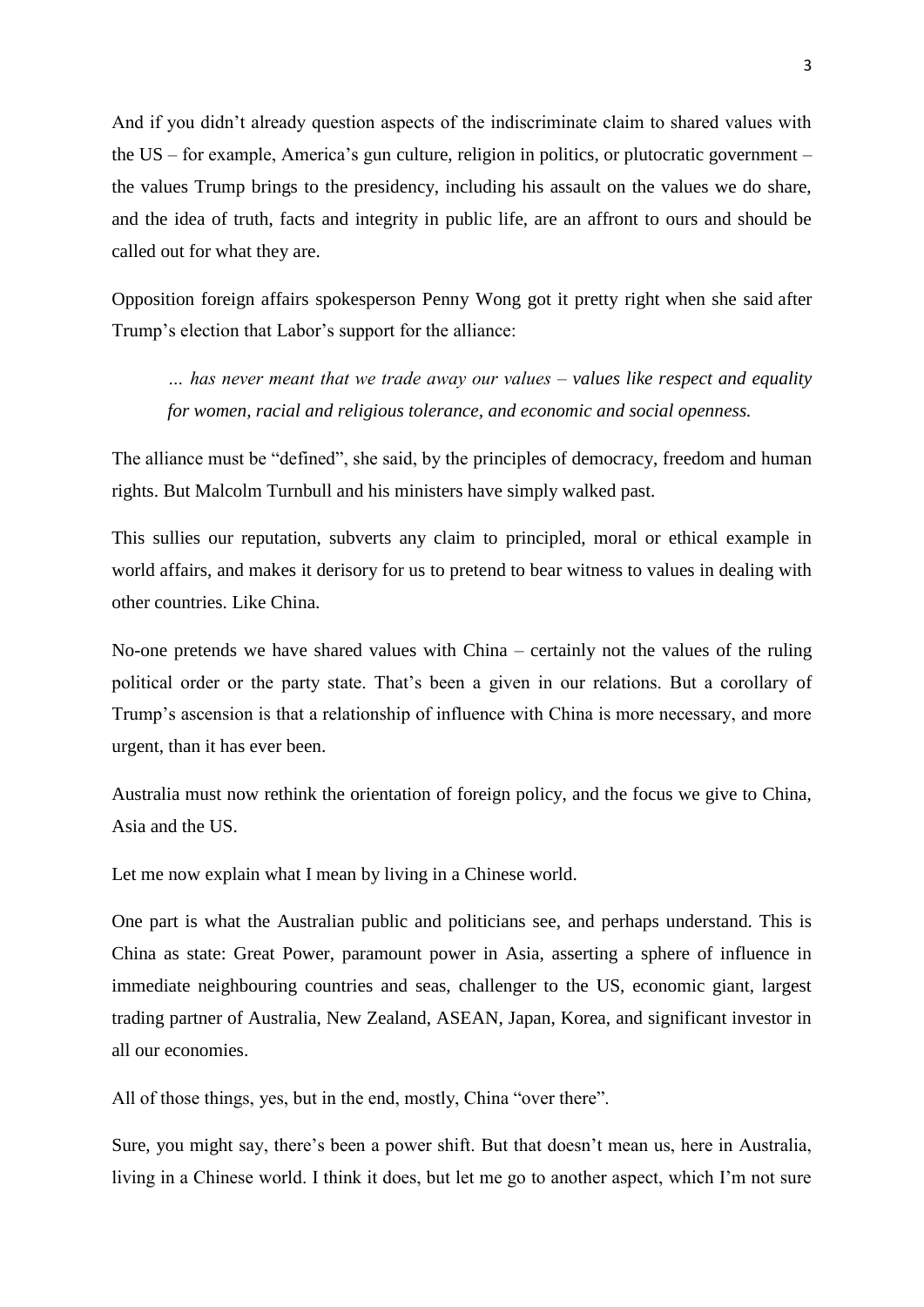And if you didn't already question aspects of the indiscriminate claim to shared values with the US – for example, America's gun culture, religion in politics, or plutocratic government – the values Trump brings to the presidency, including his assault on the values we do share, and the idea of truth, facts and integrity in public life, are an affront to ours and should be called out for what they are.

Opposition foreign affairs spokesperson Penny Wong got it pretty right when she said after Trump's election that Labor's support for the alliance:

> *… has never meant that we trade away our values – values like respect and equality for women, racial and religious tolerance, and economic and social openness.*

The alliance must be "defined", she said, by the principles of democracy, freedom and human rights. But Malcolm Turnbull and his ministers have simply walked past.

This sullies our reputation, subverts any claim to principled, moral or ethical example in world affairs, and makes it derisory for us to pretend to bear witness to values in dealing with other countries. Like China.

No-one pretends we have shared values with China – certainly not the values of the ruling political order or the party state. That's been a given in our relations. But a corollary of Trump's ascension is that a relationship of influence with China is more necessary, and more urgent, than it has ever been.

Australia must now rethink the orientation of foreign policy, and the focus we give to China, Asia and the US.

Let me now explain what I mean by living in a Chinese world.

One part is what the Australian public and politicians see, and perhaps understand. This is China as state: Great Power, paramount power in Asia, asserting a sphere of influence in immediate neighbouring countries and seas, challenger to the US, economic giant, largest trading partner of Australia, New Zealand, ASEAN, Japan, Korea, and significant investor in all our economies.

All of those things, yes, but in the end, mostly, China "over there".

Sure, you might say, there's been a power shift. But that doesn't mean us, here in Australia, living in a Chinese world. I think it does, but let me go to another aspect, which I'm not sure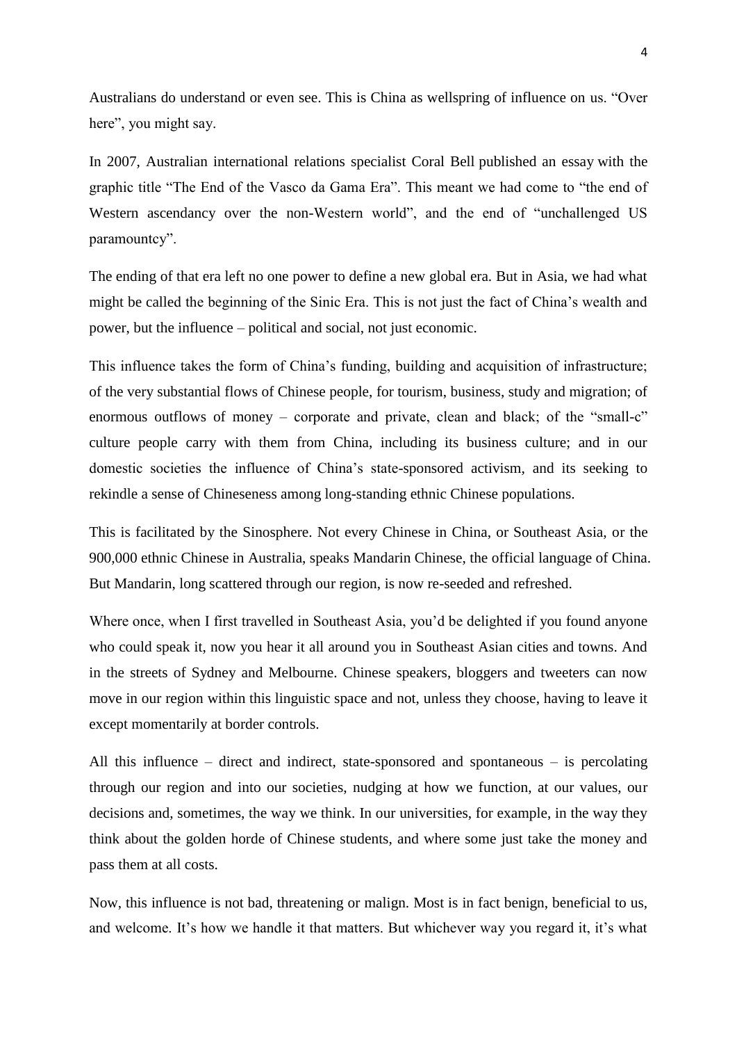Australians do understand or even see. This is China as wellspring of influence on us. "Over here", you might say.

In 2007, Australian international relations specialist Coral Bell published an essay with the graphic title "The End of the Vasco da Gama Era". This meant we had come to "the end of Western ascendancy over the non-Western world", and the end of "unchallenged US paramountcy".

The ending of that era left no one power to define a new global era. But in Asia, we had what might be called the beginning of the Sinic Era. This is not just the fact of China's wealth and power, but the influence – political and social, not just economic.

This influence takes the form of China's funding, building and acquisition of infrastructure; of the very substantial flows of Chinese people, for tourism, business, study and migration; of enormous outflows of money – corporate and private, clean and black; of the "small-c" culture people carry with them from China, including its business culture; and in our domestic societies the influence of China's state-sponsored activism, and its seeking to rekindle a sense of Chineseness among long-standing ethnic Chinese populations.

This is facilitated by the Sinosphere. Not every Chinese in China, or Southeast Asia, or the 900,000 ethnic Chinese in Australia, speaks Mandarin Chinese, the official language of China. But Mandarin, long scattered through our region, is now re-seeded and refreshed.

Where once, when I first travelled in Southeast Asia, you'd be delighted if you found anyone who could speak it, now you hear it all around you in Southeast Asian cities and towns. And in the streets of Sydney and Melbourne. Chinese speakers, bloggers and tweeters can now move in our region within this linguistic space and not, unless they choose, having to leave it except momentarily at border controls.

All this influence – direct and indirect, state-sponsored and spontaneous – is percolating through our region and into our societies, nudging at how we function, at our values, our decisions and, sometimes, the way we think. In our universities, for example, in the way they think about the golden horde of Chinese students, and where some just take the money and pass them at all costs.

Now, this influence is not bad, threatening or malign. Most is in fact benign, beneficial to us, and welcome. It's how we handle it that matters. But whichever way you regard it, it's what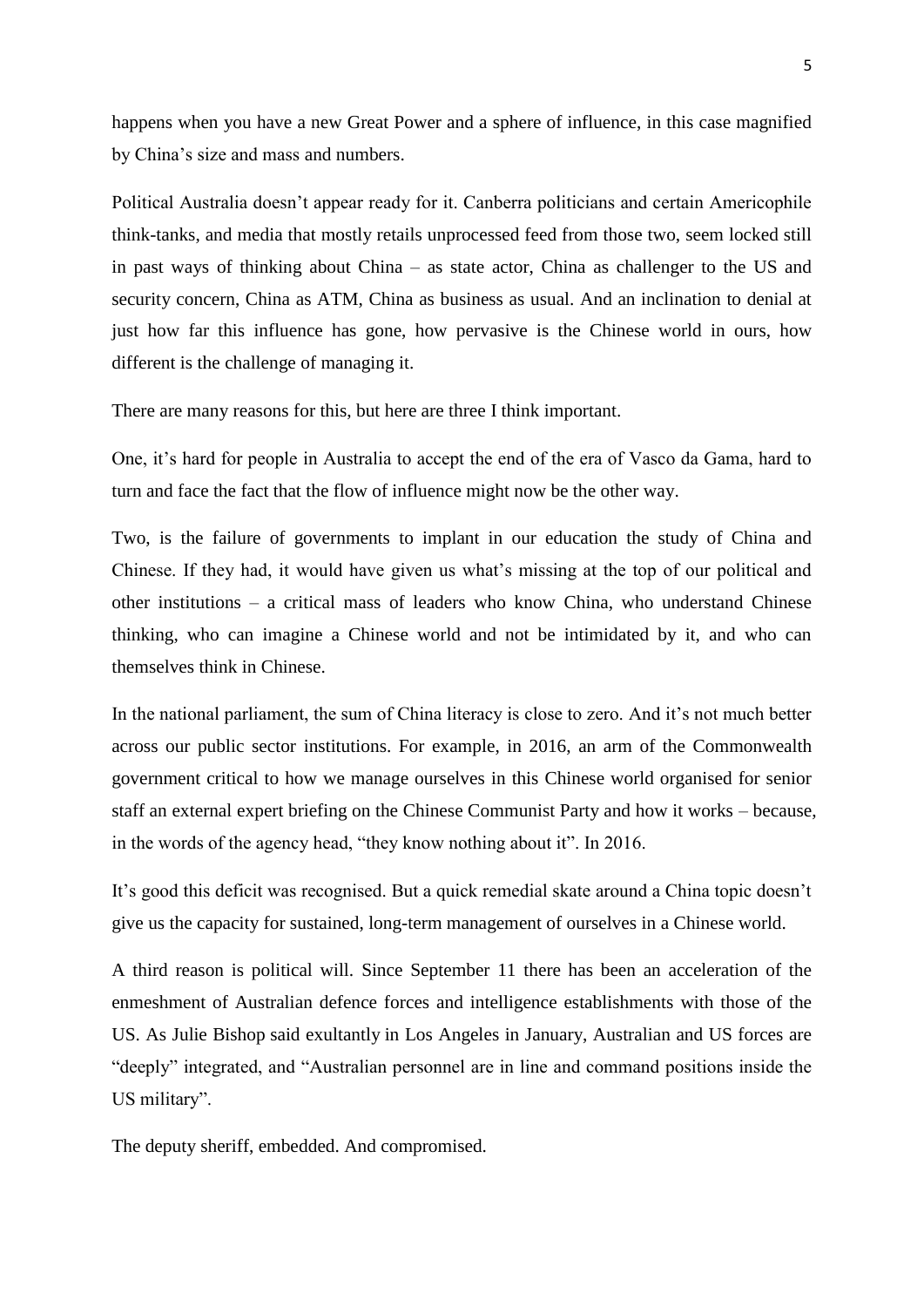happens when you have a new Great Power and a sphere of influence, in this case magnified by China's size and mass and numbers.

Political Australia doesn't appear ready for it. Canberra politicians and certain Americophile think-tanks, and media that mostly retails unprocessed feed from those two, seem locked still in past ways of thinking about China – as state actor, China as challenger to the US and security concern, China as ATM, China as business as usual. And an inclination to denial at just how far this influence has gone, how pervasive is the Chinese world in ours, how different is the challenge of managing it.

There are many reasons for this, but here are three I think important.

One, it's hard for people in Australia to accept the end of the era of Vasco da Gama, hard to turn and face the fact that the flow of influence might now be the other way.

Two, is the failure of governments to implant in our education the study of China and Chinese. If they had, it would have given us what's missing at the top of our political and other institutions – a critical mass of leaders who know China, who understand Chinese thinking, who can imagine a Chinese world and not be intimidated by it, and who can themselves think in Chinese.

In the national parliament, the sum of China literacy is close to zero. And it's not much better across our public sector institutions. For example, in 2016, an arm of the Commonwealth government critical to how we manage ourselves in this Chinese world organised for senior staff an external expert briefing on the Chinese Communist Party and how it works – because, in the words of the agency head, "they know nothing about it". In 2016.

It's good this deficit was recognised. But a quick remedial skate around a China topic doesn't give us the capacity for sustained, long-term management of ourselves in a Chinese world.

A third reason is political will. Since September 11 there has been an acceleration of the enmeshment of Australian defence forces and intelligence establishments with those of the US. As Julie Bishop said exultantly in Los Angeles in January, Australian and US forces are "deeply" integrated, and "Australian personnel are in line and command positions inside the US military".

The deputy sheriff, embedded. And compromised.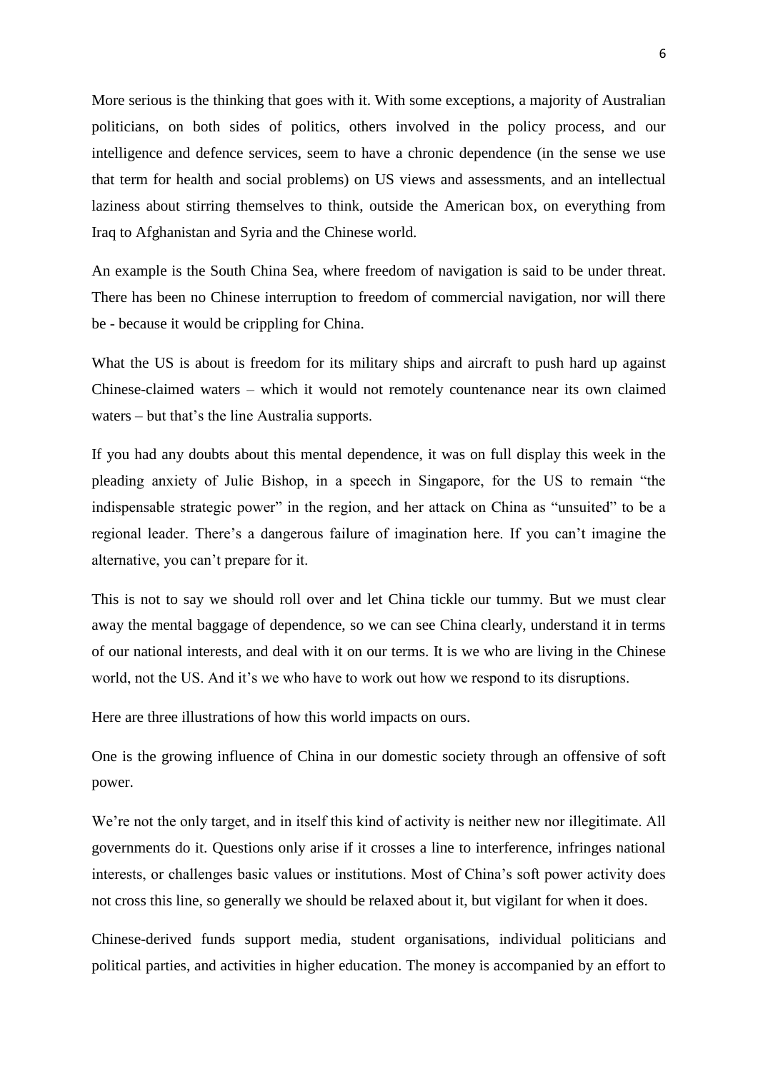More serious is the thinking that goes with it. With some exceptions, a majority of Australian politicians, on both sides of politics, others involved in the policy process, and our intelligence and defence services, seem to have a chronic dependence (in the sense we use that term for health and social problems) on US views and assessments, and an intellectual laziness about stirring themselves to think, outside the American box, on everything from Iraq to Afghanistan and Syria and the Chinese world.

An example is the South China Sea, where freedom of navigation is said to be under threat. There has been no Chinese interruption to freedom of commercial navigation, nor will there be - because it would be crippling for China.

What the US is about is freedom for its military ships and aircraft to push hard up against Chinese-claimed waters – which it would not remotely countenance near its own claimed waters – but that's the line Australia supports.

If you had any doubts about this mental dependence, it was on full display this week in the pleading anxiety of Julie Bishop, in a speech in Singapore, for the US to remain "the indispensable strategic power" in the region, and her attack on China as "unsuited" to be a regional leader. There's a dangerous failure of imagination here. If you can't imagine the alternative, you can't prepare for it.

This is not to say we should roll over and let China tickle our tummy. But we must clear away the mental baggage of dependence, so we can see China clearly, understand it in terms of our national interests, and deal with it on our terms. It is we who are living in the Chinese world, not the US. And it's we who have to work out how we respond to its disruptions.

Here are three illustrations of how this world impacts on ours.

One is the growing influence of China in our domestic society through an offensive of soft power.

We're not the only target, and in itself this kind of activity is neither new nor illegitimate. All governments do it. Questions only arise if it crosses a line to interference, infringes national interests, or challenges basic values or institutions. Most of China's soft power activity does not cross this line, so generally we should be relaxed about it, but vigilant for when it does.

Chinese-derived funds support media, student organisations, individual politicians and political parties, and activities in higher education. The money is accompanied by an effort to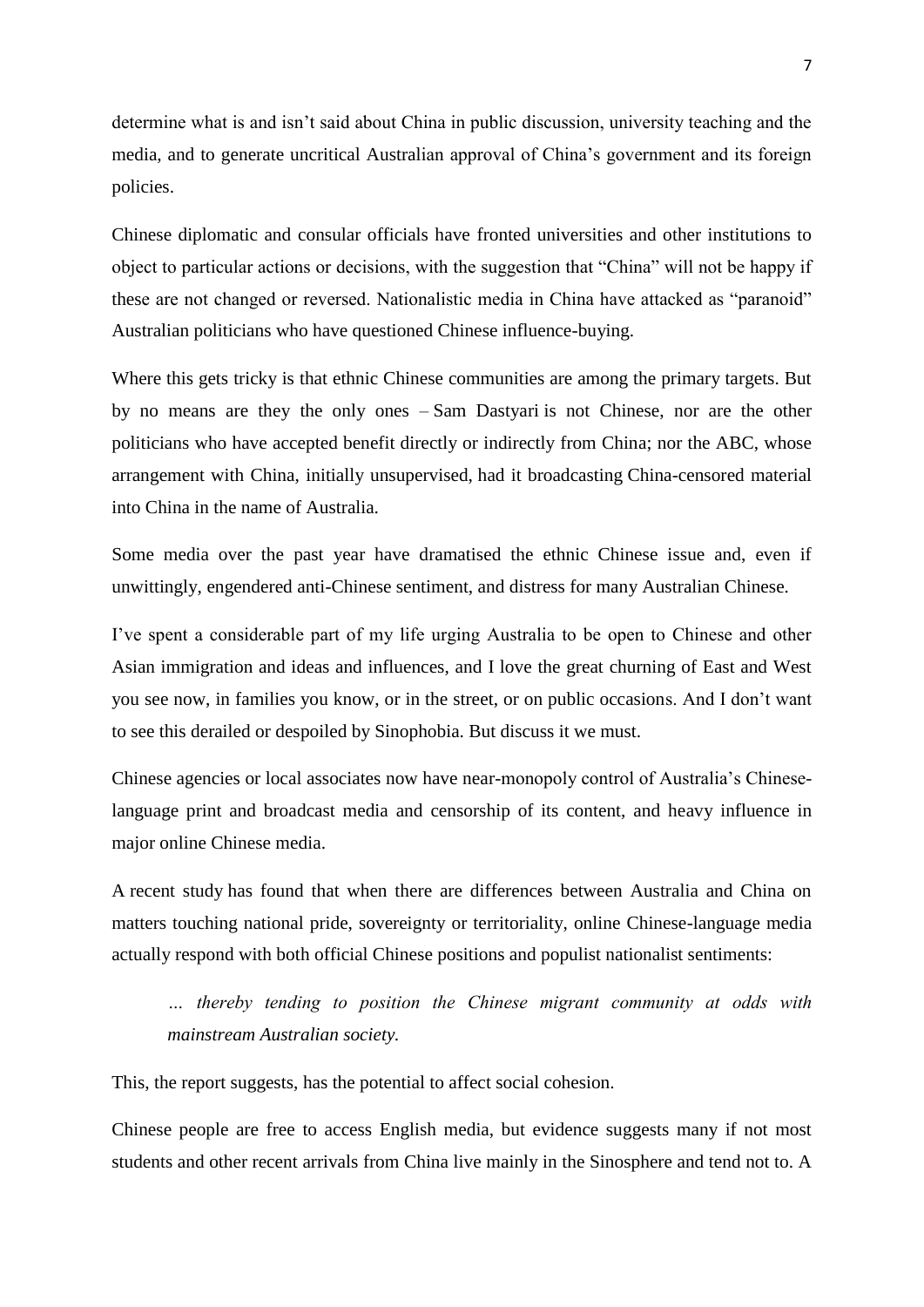determine what is and isn't said about China in public discussion, university teaching and the media, and to generate uncritical Australian approval of China's government and its foreign policies.

Chinese diplomatic and consular officials have fronted universities and other institutions to object to particular actions or decisions, with the suggestion that "China" will not be happy if these are not changed or reversed. Nationalistic media in China have attacked as "paranoid" Australian politicians who have questioned Chinese influence-buying.

Where this gets tricky is that ethnic Chinese communities are among the primary targets. But by no means are they the only ones – Sam Dastyari is not Chinese, nor are the other politicians who have accepted benefit directly or indirectly from China; nor the ABC, whose arrangement with China, initially unsupervised, had it broadcasting China-censored material into China in the name of Australia.

Some media over the past year have dramatised the ethnic Chinese issue and, even if unwittingly, engendered anti-Chinese sentiment, and distress for many Australian Chinese.

I've spent a considerable part of my life urging Australia to be open to Chinese and other Asian immigration and ideas and influences, and I love the great churning of East and West you see now, in families you know, or in the street, or on public occasions. And I don't want to see this derailed or despoiled by Sinophobia. But discuss it we must.

Chinese agencies or local associates now have near-monopoly control of Australia's Chinese-language print and broadcast media and censorship of its content, and heavy influence in major online Chinese media.

A recent study has found that when there are differences between Australia and China on matters touching national pride, sovereignty or territoriality, online Chinese-language media actually respond with both official Chinese positions and populist nationalist sentiments:

> *… thereby tending to position the Chinese migrant community at odds with mainstream Australian society.*

This, the report suggests, has the potential to affect social cohesion.

Chinese people are free to access English media, but evidence suggests many if not most students and other recent arrivals from China live mainly in the Sinosphere and tend not to. A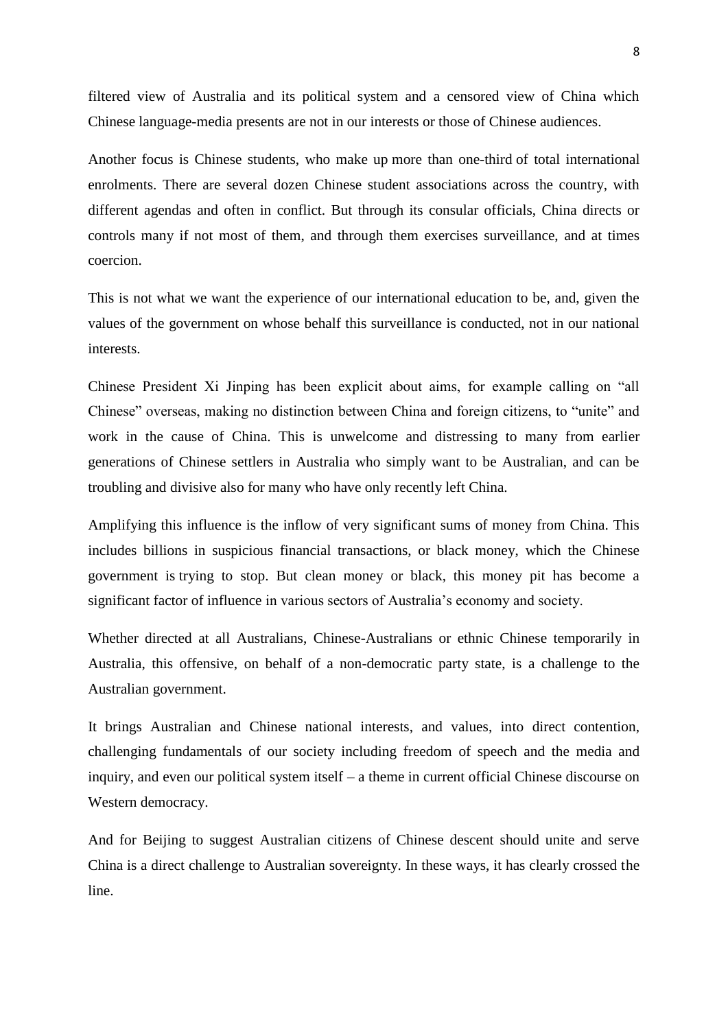filtered view of Australia and its political system and a censored view of China which Chinese language-media presents are not in our interests or those of Chinese audiences.

Another focus is Chinese students, who make up more than one-third of total international enrolments. There are several dozen Chinese student associations across the country, with different agendas and often in conflict. But through its consular officials, China directs or controls many if not most of them, and through them exercises surveillance, and at times coercion.

This is not what we want the experience of our international education to be, and, given the values of the government on whose behalf this surveillance is conducted, not in our national interests.

Chinese President Xi Jinping has been explicit about aims, for example calling on "all Chinese" overseas, making no distinction between China and foreign citizens, to "unite" and work in the cause of China. This is unwelcome and distressing to many from earlier generations of Chinese settlers in Australia who simply want to be Australian, and can be troubling and divisive also for many who have only recently left China.

Amplifying this influence is the inflow of very significant sums of money from China. This includes billions in suspicious financial transactions, or black money, which the Chinese government is trying to stop. But clean money or black, this money pit has become a significant factor of influence in various sectors of Australia's economy and society.

Whether directed at all Australians, Chinese-Australians or ethnic Chinese temporarily in Australia, this offensive, on behalf of a non-democratic party state, is a challenge to the Australian government.

It brings Australian and Chinese national interests, and values, into direct contention, challenging fundamentals of our society including freedom of speech and the media and inquiry, and even our political system itself – a theme in current official Chinese discourse on Western democracy.

And for Beijing to suggest Australian citizens of Chinese descent should unite and serve China is a direct challenge to Australian sovereignty. In these ways, it has clearly crossed the line.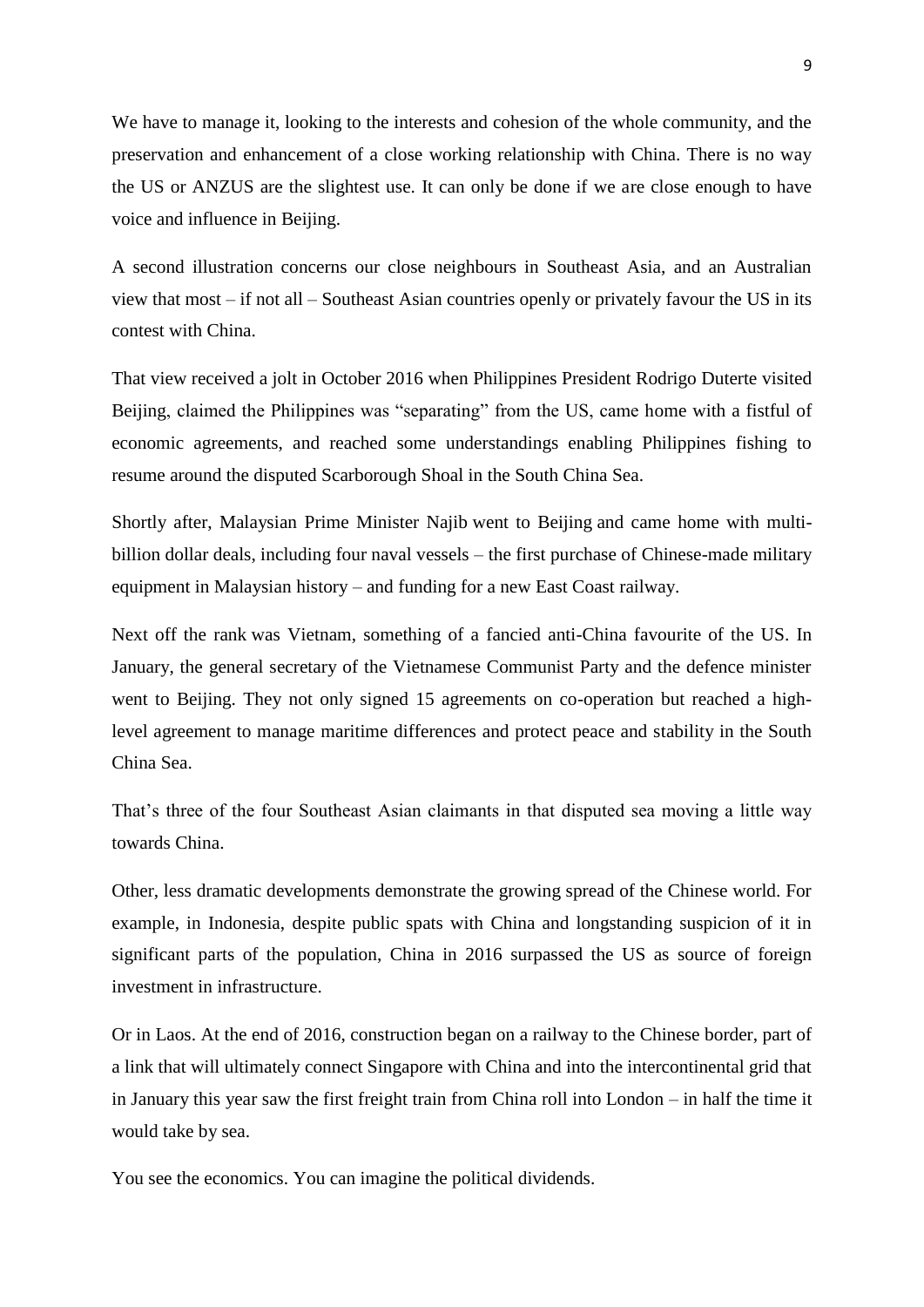We have to manage it, looking to the interests and cohesion of the whole community, and the preservation and enhancement of a close working relationship with China. There is no way the US or ANZUS are the slightest use. It can only be done if we are close enough to have voice and influence in Beijing.

A second illustration concerns our close neighbours in Southeast Asia, and an Australian view that most – if not all – Southeast Asian countries openly or privately favour the US in its contest with China.

That view received a jolt in October 2016 when Philippines President Rodrigo Duterte visited Beijing, claimed the Philippines was "separating" from the US, came home with a fistful of economic agreements, and reached some understandings enabling Philippines fishing to resume around the disputed Scarborough Shoal in the South China Sea.

Shortly after, Malaysian Prime Minister Najib went to Beijing and came home with multi-billion dollar deals, including four naval vessels – the first purchase of Chinese-made military equipment in Malaysian history – and funding for a new East Coast railway.

Next off the rank was Vietnam, something of a fancied anti-China favourite of the US. In January, the general secretary of the Vietnamese Communist Party and the defence minister went to Beijing. They not only signed 15 agreements on co-operation but reached a high-level agreement to manage maritime differences and protect peace and stability in the South China Sea.

That's three of the four Southeast Asian claimants in that disputed sea moving a little way towards China.

Other, less dramatic developments demonstrate the growing spread of the Chinese world. For example, in Indonesia, despite public spats with China and longstanding suspicion of it in significant parts of the population, China in 2016 surpassed the US as source of foreign investment in infrastructure.

Or in Laos. At the end of 2016, construction began on a railway to the Chinese border, part of a link that will ultimately connect Singapore with China and into the intercontinental grid that in January this year saw the first freight train from China roll into London – in half the time it would take by sea.

You see the economics. You can imagine the political dividends.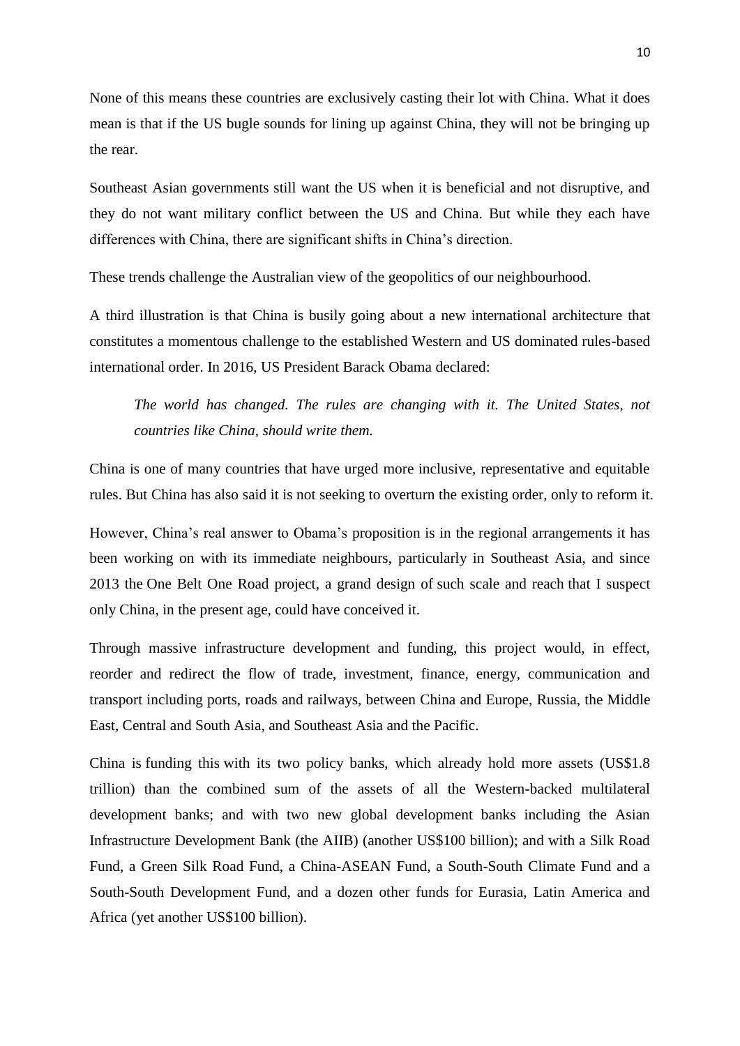None of this means these countries are exclusively casting their lot with China. What it does mean is that if the US bugle sounds for lining up against China, they will not be bringing up the rear.

Southeast Asian governments still want the US when it is beneficial and not disruptive, and they do not want military conflict between the US and China. But while they each have differences with China, there are significant shifts in China's direction.

These trends challenge the Australian view of the geopolitics of our neighbourhood.

A third illustration is that China is busily going about a new international architecture that constitutes a momentous challenge to the established Western and US dominated rules-based international order. In 2016, US President Barack Obama declared:

> *The world has changed. The rules are changing with it. The United States, not countries like China, should write them.*

China is one of many countries that have urged more inclusive, representative and equitable rules. But China has also said it is not seeking to overturn the existing order, only to reform it.

However, China's real answer to Obama's proposition is in the regional arrangements it has been working on with its immediate neighbours, particularly in Southeast Asia, and since 2013 the One Belt One Road project, a grand design of such scale and reach that I suspect only China, in the present age, could have conceived it.

Through massive infrastructure development and funding, this project would, in effect, reorder and redirect the flow of trade, investment, finance, energy, communication and transport including ports, roads and railways, between China and Europe, Russia, the Middle East, Central and South Asia, and Southeast Asia and the Pacific.

China is funding this with its two policy banks, which already hold more assets (US$1.8 trillion) than the combined sum of the assets of all the Western-backed multilateral development banks; and with two new global development banks including the Asian Infrastructure Development Bank (the AIIB) (another US$100 billion); and with a Silk Road Fund, a Green Silk Road Fund, a China-ASEAN Fund, a South-South Climate Fund and a South-South Development Fund, and a dozen other funds for Eurasia, Latin America and Africa (yet another US$100 billion).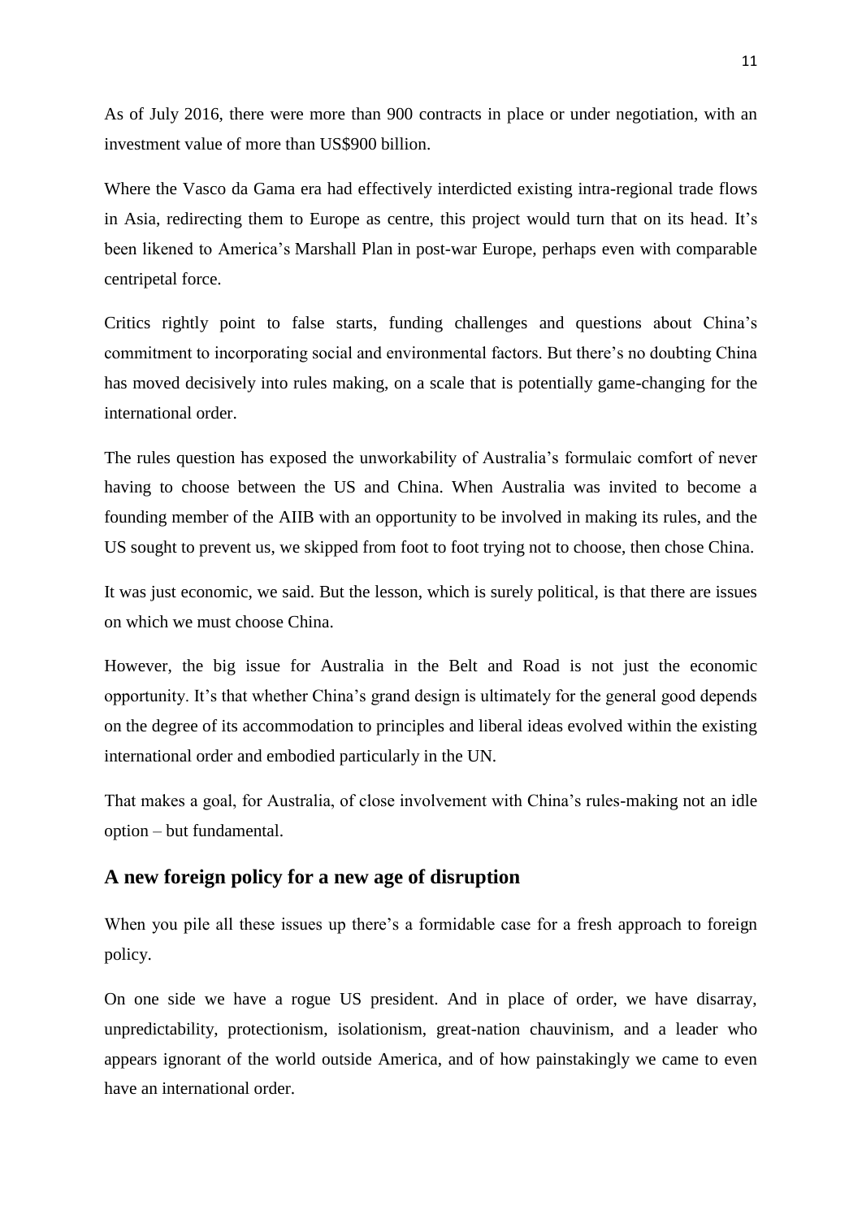As of July 2016, there were more than 900 contracts in place or under negotiation, with an investment value of more than US$900 billion.

Where the Vasco da Gama era had effectively interdicted existing intra-regional trade flows in Asia, redirecting them to Europe as centre, this project would turn that on its head. It's been likened to America's Marshall Plan in post-war Europe, perhaps even with comparable centripetal force.

Critics rightly point to false starts, funding challenges and questions about China's commitment to incorporating social and environmental factors. But there's no doubting China has moved decisively into rules making, on a scale that is potentially game-changing for the international order.

The rules question has exposed the unworkability of Australia's formulaic comfort of never having to choose between the US and China. When Australia was invited to become a founding member of the AIIB with an opportunity to be involved in making its rules, and the US sought to prevent us, we skipped from foot to foot trying not to choose, then chose China.

It was just economic, we said. But the lesson, which is surely political, is that there are issues on which we must choose China.

However, the big issue for Australia in the Belt and Road is not just the economic opportunity. It's that whether China's grand design is ultimately for the general good depends on the degree of its accommodation to principles and liberal ideas evolved within the existing international order and embodied particularly in the UN.

That makes a goal, for Australia, of close involvement with China's rules-making not an idle option – but fundamental.

## A new foreign policy for a new age of disruption

When you pile all these issues up there's a formidable case for a fresh approach to foreign policy.

On one side we have a rogue US president. And in place of order, we have disarray, unpredictability, protectionism, isolationism, great-nation chauvinism, and a leader who appears ignorant of the world outside America, and of how painstakingly we came to even have an international order.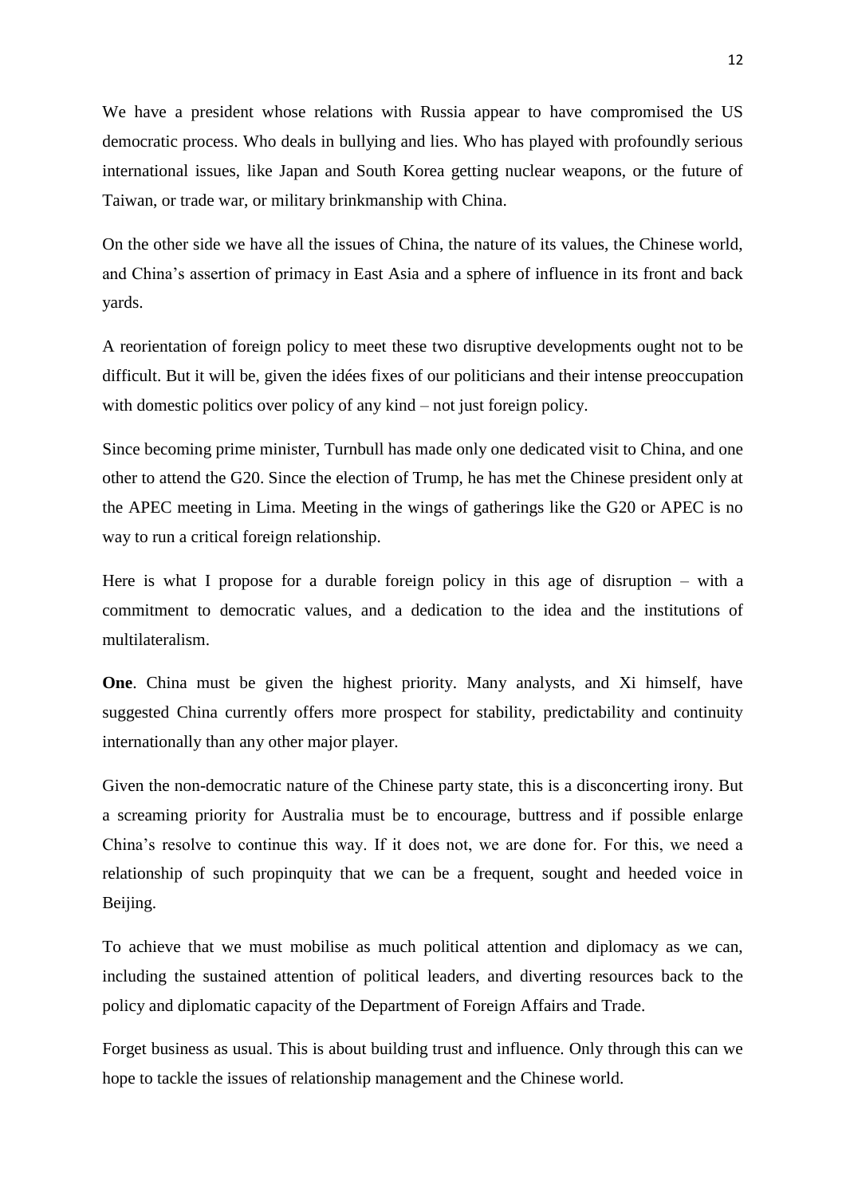We have a president whose relations with Russia appear to have compromised the US democratic process. Who deals in bullying and lies. Who has played with profoundly serious international issues, like Japan and South Korea getting nuclear weapons, or the future of Taiwan, or trade war, or military brinkmanship with China.

On the other side we have all the issues of China, the nature of its values, the Chinese world, and China's assertion of primacy in East Asia and a sphere of influence in its front and back yards.

A reorientation of foreign policy to meet these two disruptive developments ought not to be difficult. But it will be, given the idées fixes of our politicians and their intense preoccupation with domestic politics over policy of any kind – not just foreign policy.

Since becoming prime minister, Turnbull has made only one dedicated visit to China, and one other to attend the G20. Since the election of Trump, he has met the Chinese president only at the APEC meeting in Lima. Meeting in the wings of gatherings like the G20 or APEC is no way to run a critical foreign relationship.

Here is what I propose for a durable foreign policy in this age of disruption – with a commitment to democratic values, and a dedication to the idea and the institutions of multilateralism.

**One**. China must be given the highest priority. Many analysts, and Xi himself, have suggested China currently offers more prospect for stability, predictability and continuity internationally than any other major player.

Given the non-democratic nature of the Chinese party state, this is a disconcerting irony. But a screaming priority for Australia must be to encourage, buttress and if possible enlarge China's resolve to continue this way. If it does not, we are done for. For this, we need a relationship of such propinquity that we can be a frequent, sought and heeded voice in Beijing.

To achieve that we must mobilise as much political attention and diplomacy as we can, including the sustained attention of political leaders, and diverting resources back to the policy and diplomatic capacity of the Department of Foreign Affairs and Trade.

Forget business as usual. This is about building trust and influence. Only through this can we hope to tackle the issues of relationship management and the Chinese world.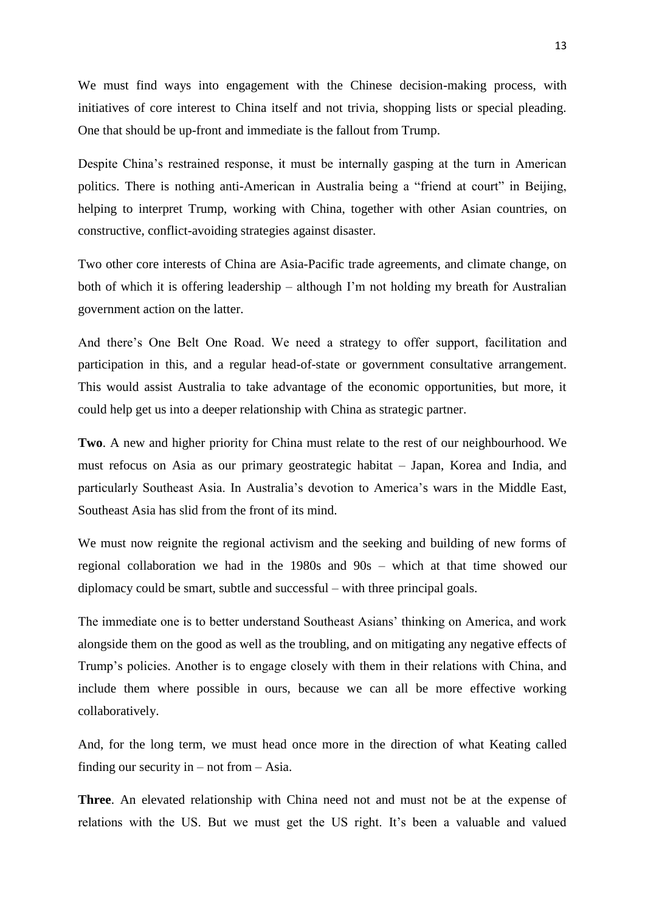We must find ways into engagement with the Chinese decision-making process, with initiatives of core interest to China itself and not trivia, shopping lists or special pleading. One that should be up-front and immediate is the fallout from Trump.

Despite China's restrained response, it must be internally gasping at the turn in American politics. There is nothing anti-American in Australia being a "friend at court" in Beijing, helping to interpret Trump, working with China, together with other Asian countries, on constructive, conflict-avoiding strategies against disaster.

Two other core interests of China are Asia-Pacific trade agreements, and climate change, on both of which it is offering leadership – although I'm not holding my breath for Australian government action on the latter.

And there's One Belt One Road. We need a strategy to offer support, facilitation and participation in this, and a regular head-of-state or government consultative arrangement. This would assist Australia to take advantage of the economic opportunities, but more, it could help get us into a deeper relationship with China as strategic partner.

**Two**. A new and higher priority for China must relate to the rest of our neighbourhood. We must refocus on Asia as our primary geostrategic habitat – Japan, Korea and India, and particularly Southeast Asia. In Australia's devotion to America's wars in the Middle East, Southeast Asia has slid from the front of its mind.

We must now reignite the regional activism and the seeking and building of new forms of regional collaboration we had in the 1980s and 90s – which at that time showed our diplomacy could be smart, subtle and successful – with three principal goals.

The immediate one is to better understand Southeast Asians' thinking on America, and work alongside them on the good as well as the troubling, and on mitigating any negative effects of Trump's policies. Another is to engage closely with them in their relations with China, and include them where possible in ours, because we can all be more effective working collaboratively.

And, for the long term, we must head once more in the direction of what Keating called finding our security in – not from – Asia.

**Three**. An elevated relationship with China need not and must not be at the expense of relations with the US. But we must get the US right. It's been a valuable and valued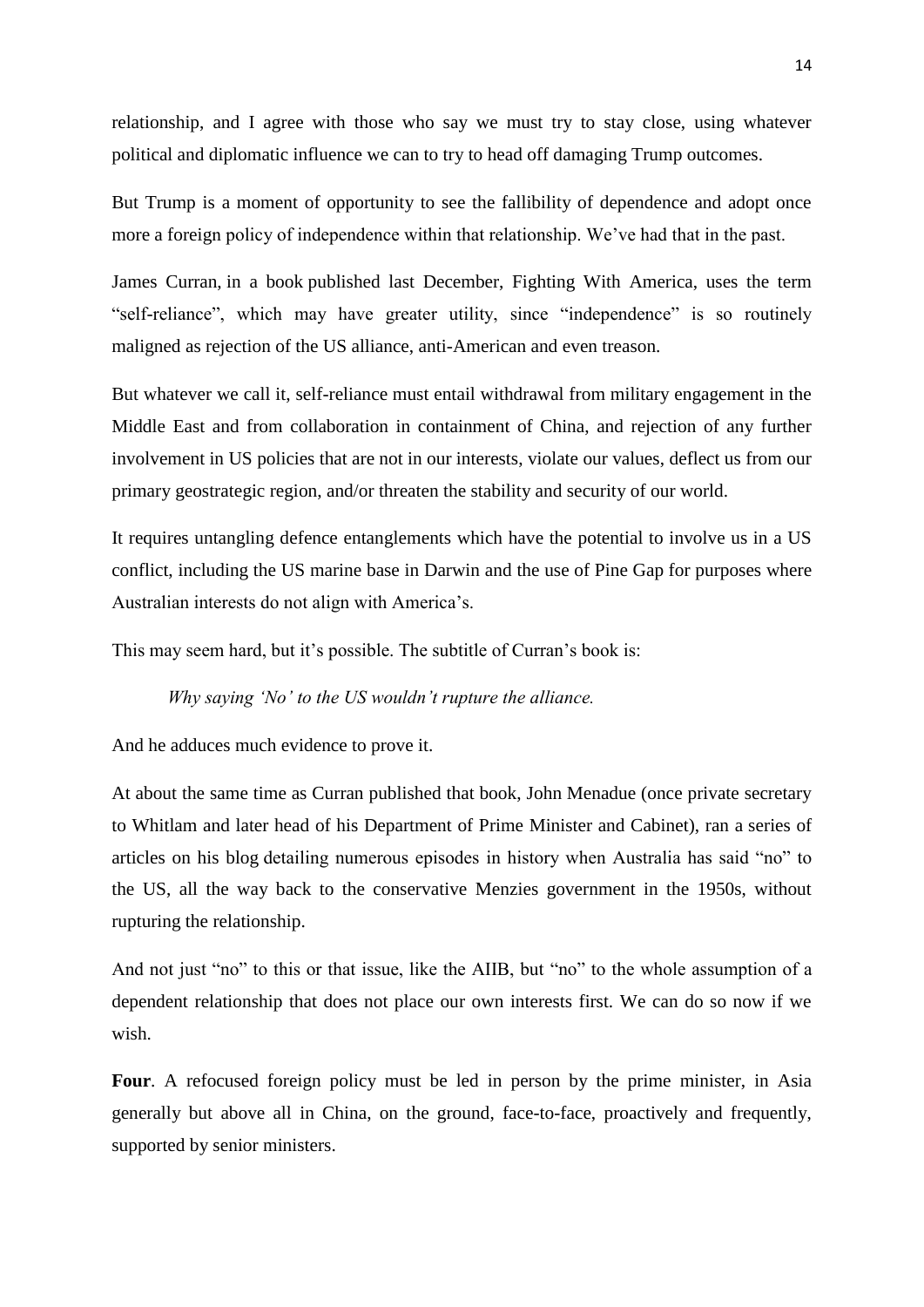relationship, and I agree with those who say we must try to stay close, using whatever political and diplomatic influence we can to try to head off damaging Trump outcomes.

But Trump is a moment of opportunity to see the fallibility of dependence and adopt once more a foreign policy of independence within that relationship. We've had that in the past.

James Curran, in a book published last December, Fighting With America, uses the term "self-reliance", which may have greater utility, since "independence" is so routinely maligned as rejection of the US alliance, anti-American and even treason.

But whatever we call it, self-reliance must entail withdrawal from military engagement in the Middle East and from collaboration in containment of China, and rejection of any further involvement in US policies that are not in our interests, violate our values, deflect us from our primary geostrategic region, and/or threaten the stability and security of our world.

It requires untangling defence entanglements which have the potential to involve us in a US conflict, including the US marine base in Darwin and the use of Pine Gap for purposes where Australian interests do not align with America's.

This may seem hard, but it's possible. The subtitle of Curran's book is:

> *Why saying 'No' to the US wouldn't rupture the alliance.*

And he adduces much evidence to prove it.

At about the same time as Curran published that book, John Menadue (once private secretary to Whitlam and later head of his Department of Prime Minister and Cabinet), ran a series of articles on his blog detailing numerous episodes in history when Australia has said "no" to the US, all the way back to the conservative Menzies government in the 1950s, without rupturing the relationship.

And not just "no" to this or that issue, like the AIIB, but "no" to the whole assumption of a dependent relationship that does not place our own interests first. We can do so now if we wish.

**Four**. A refocused foreign policy must be led in person by the prime minister, in Asia generally but above all in China, on the ground, face-to-face, proactively and frequently, supported by senior ministers.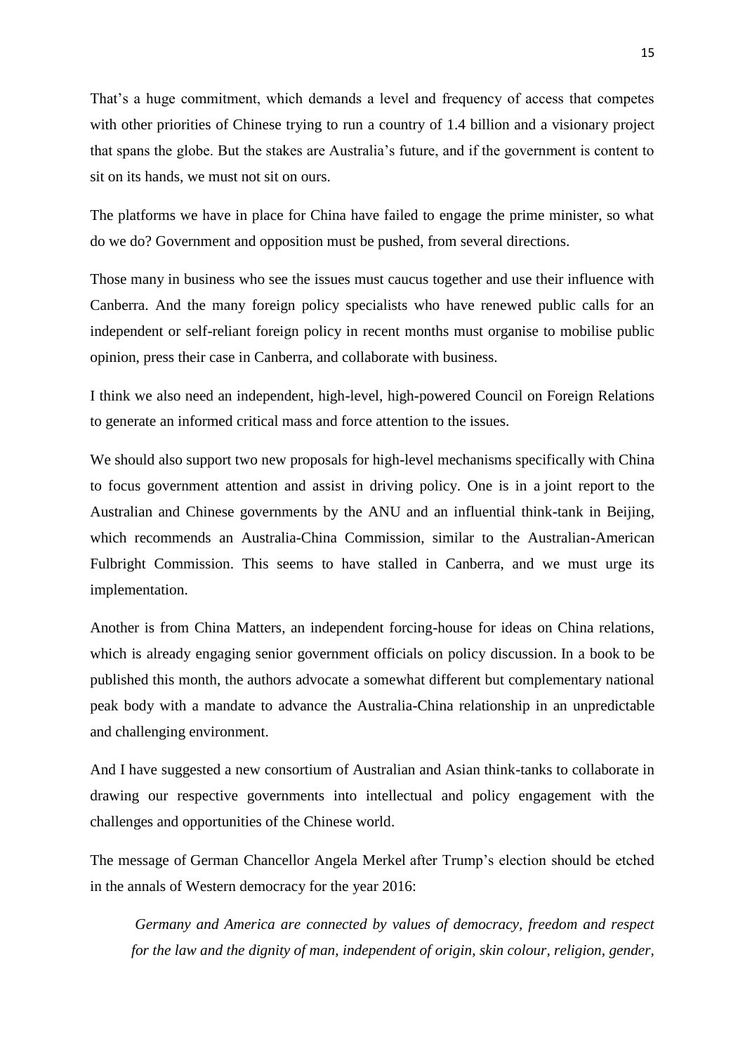That's a huge commitment, which demands a level and frequency of access that competes with other priorities of Chinese trying to run a country of 1.4 billion and a visionary project that spans the globe. But the stakes are Australia's future, and if the government is content to sit on its hands, we must not sit on ours.

The platforms we have in place for China have failed to engage the prime minister, so what do we do? Government and opposition must be pushed, from several directions.

Those many in business who see the issues must caucus together and use their influence with Canberra. And the many foreign policy specialists who have renewed public calls for an independent or self-reliant foreign policy in recent months must organise to mobilise public opinion, press their case in Canberra, and collaborate with business.

I think we also need an independent, high-level, high-powered Council on Foreign Relations to generate an informed critical mass and force attention to the issues.

We should also support two new proposals for high-level mechanisms specifically with China to focus government attention and assist in driving policy. One is in a joint report to the Australian and Chinese governments by the ANU and an influential think-tank in Beijing, which recommends an Australia-China Commission, similar to the Australian-American Fulbright Commission. This seems to have stalled in Canberra, and we must urge its implementation.

Another is from China Matters, an independent forcing-house for ideas on China relations, which is already engaging senior government officials on policy discussion. In a book to be published this month, the authors advocate a somewhat different but complementary national peak body with a mandate to advance the Australia-China relationship in an unpredictable and challenging environment.

And I have suggested a new consortium of Australian and Asian think-tanks to collaborate in drawing our respective governments into intellectual and policy engagement with the challenges and opportunities of the Chinese world.

The message of German Chancellor Angela Merkel after Trump's election should be etched in the annals of Western democracy for the year 2016:

> *Germany and America are connected by values of democracy, freedom and respect for the law and the dignity of man, independent of origin, skin colour, religion, gender,*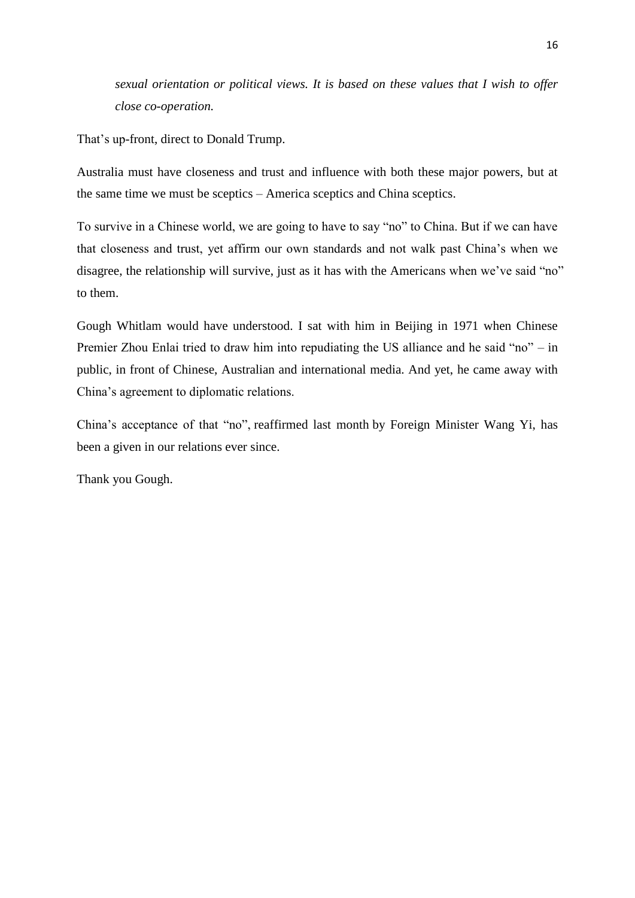*sexual orientation or political views. It is based on these values that I wish to offer close co-operation.*

That's up-front, direct to Donald Trump.

Australia must have closeness and trust and influence with both these major powers, but at the same time we must be sceptics – America sceptics and China sceptics.

To survive in a Chinese world, we are going to have to say "no" to China. But if we can have that closeness and trust, yet affirm our own standards and not walk past China's when we disagree, the relationship will survive, just as it has with the Americans when we've said "no" to them.

Gough Whitlam would have understood. I sat with him in Beijing in 1971 when Chinese Premier Zhou Enlai tried to draw him into repudiating the US alliance and he said "no" – in public, in front of Chinese, Australian and international media. And yet, he came away with China's agreement to diplomatic relations.

China's acceptance of that "no", reaffirmed last month by Foreign Minister Wang Yi, has been a given in our relations ever since.

Thank you Gough.